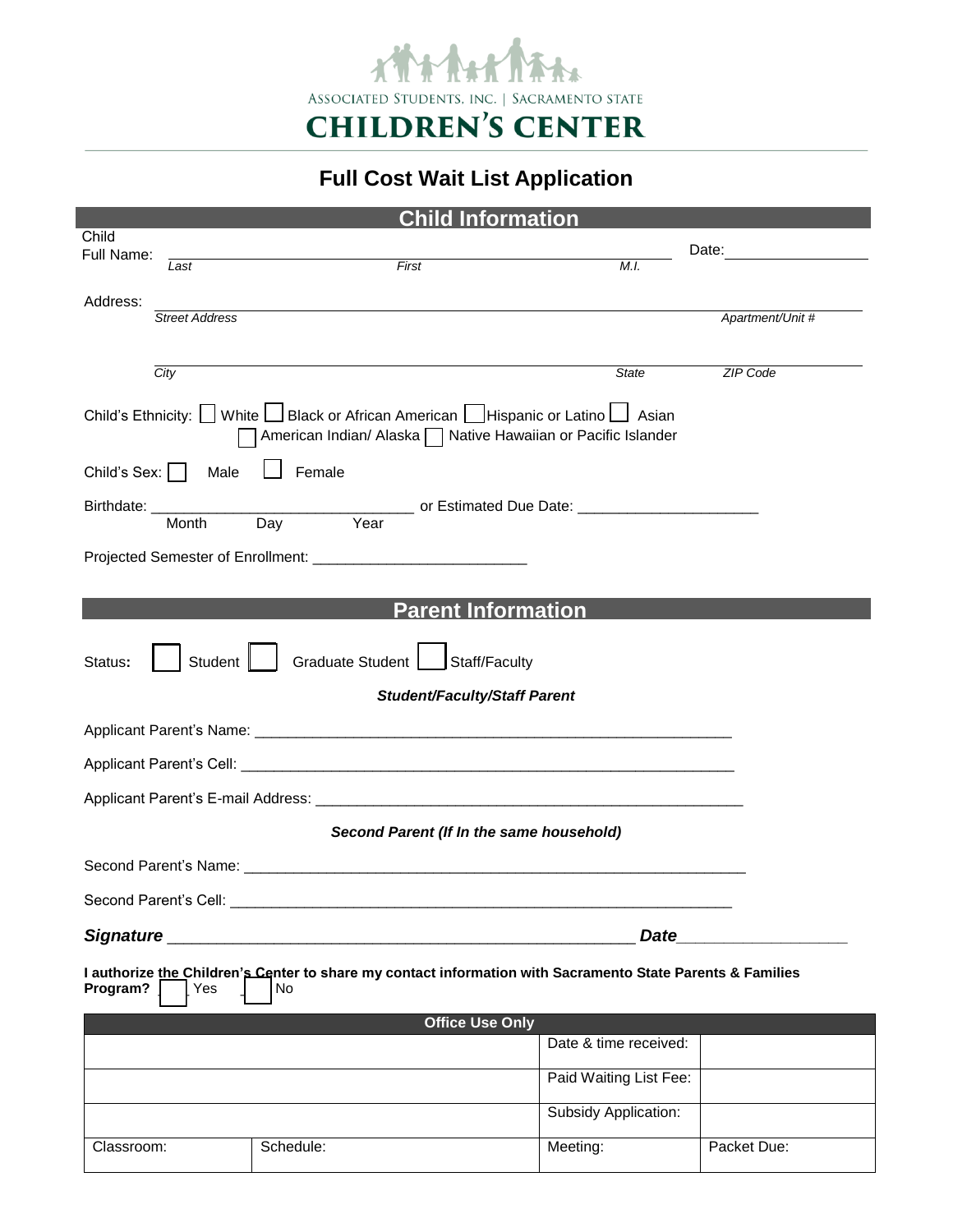ASSOCIATED STUDENTS, INC. | SACRAMENTO STATE

**CHILDREN'S CENTER**

# Full Cost Wait List Application

## Child Information

Child Full Name: ______________________________________________ Date: ______________

*Last* *First* *M.I.*

Address: ______________________________________________

*Street Address* *Apartment/Unit #*

______________________________________________

*City* *State* *ZIP Code*

Child's Ethnicity: ☐ White ☐ Black or African American ☐ Hispanic or Latino ☐ Asian ☐ American Indian/ Alaska ☐ Native Hawaiian or Pacific Islander

Child's Sex: ☐ Male ☐ Female

Birthdate: ______________________________ or Estimated Due Date: ____________________

Month Day Year

Projected Semester of Enrollment: ________________________

## Parent Information

Status: ☐ Student ☐ Graduate Student ☐ Staff/Faculty

***Student/Faculty/Staff Parent***

Applicant Parent's Name: ______________________________________________________

Applicant Parent's Cell: ______________________________________________________

Applicant Parent's E-mail Address: ______________________________________________

***Second Parent (If In the same household)***

Second Parent's Name: ______________________________________________________

Second Parent's Cell: ______________________________________________________

***Signature*** ______________________________________________ ***Date*** ________________

**I authorize the Children's Center to share my contact information with Sacramento State Parents & Families Program?** ☐ Yes ☐ No

| Office Use Only | | | |
|---|---|---|---|
| | | Date & time received: | |
| | | Paid Waiting List Fee: | |
| | | Subsidy Application: | |
| Classroom: | Schedule: | Meeting: | Packet Due: |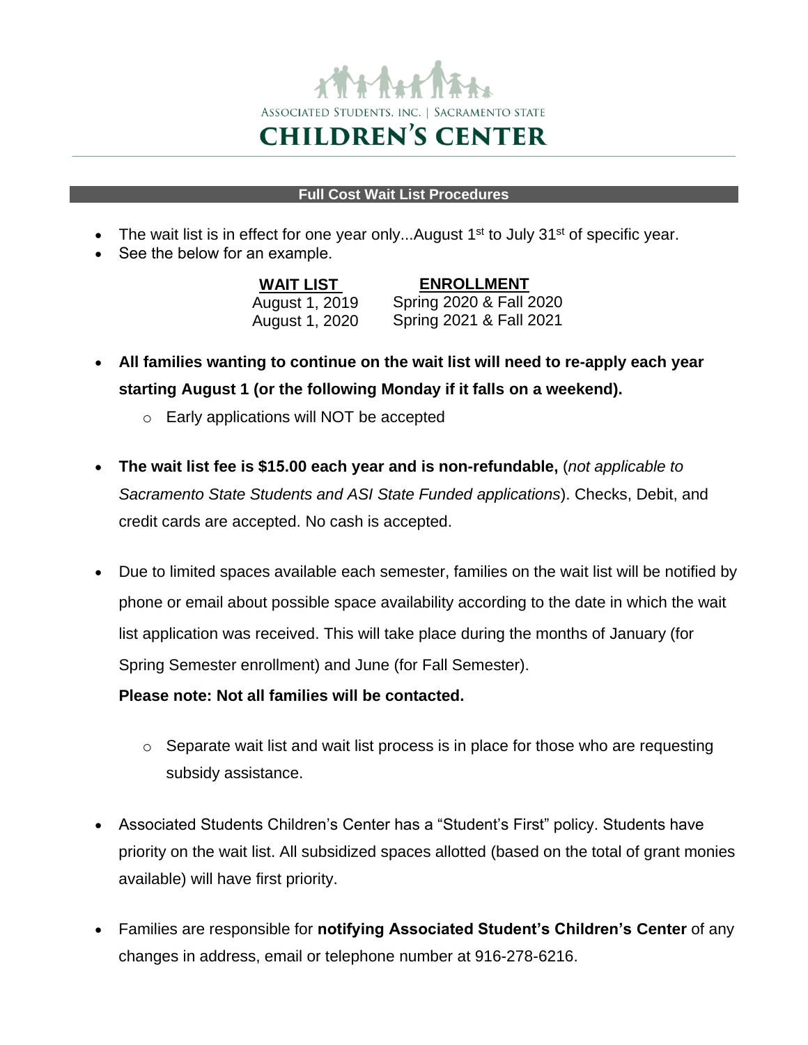ASSOCIATED STUDENTS, INC. | SACRAMENTO STATE

# CHILDREN'S CENTER

## Full Cost Wait List Procedures

- The wait list is in effect for one year only...August 1st to July 31st of specific year.
- See the below for an example.

| WAIT LIST | ENROLLMENT |
|---|---|
| August 1, 2019 | Spring 2020 & Fall 2020 |
| August 1, 2020 | Spring 2021 & Fall 2021 |

- **All families wanting to continue on the wait list will need to re-apply each year starting August 1 (or the following Monday if it falls on a weekend).**
  - Early applications will NOT be accepted
- **The wait list fee is $15.00 each year and is non-refundable,** (*not applicable to Sacramento State Students and ASI State Funded applications*). Checks, Debit, and credit cards are accepted. No cash is accepted.
- Due to limited spaces available each semester, families on the wait list will be notified by phone or email about possible space availability according to the date in which the wait list application was received. This will take place during the months of January (for Spring Semester enrollment) and June (for Fall Semester).

  **Please note: Not all families will be contacted.**

  - Separate wait list and wait list process is in place for those who are requesting subsidy assistance.
- Associated Students Children's Center has a "Student's First" policy. Students have priority on the wait list. All subsidized spaces allotted (based on the total of grant monies available) will have first priority.
- Families are responsible for **notifying Associated Student's Children's Center** of any changes in address, email or telephone number at 916-278-6216.